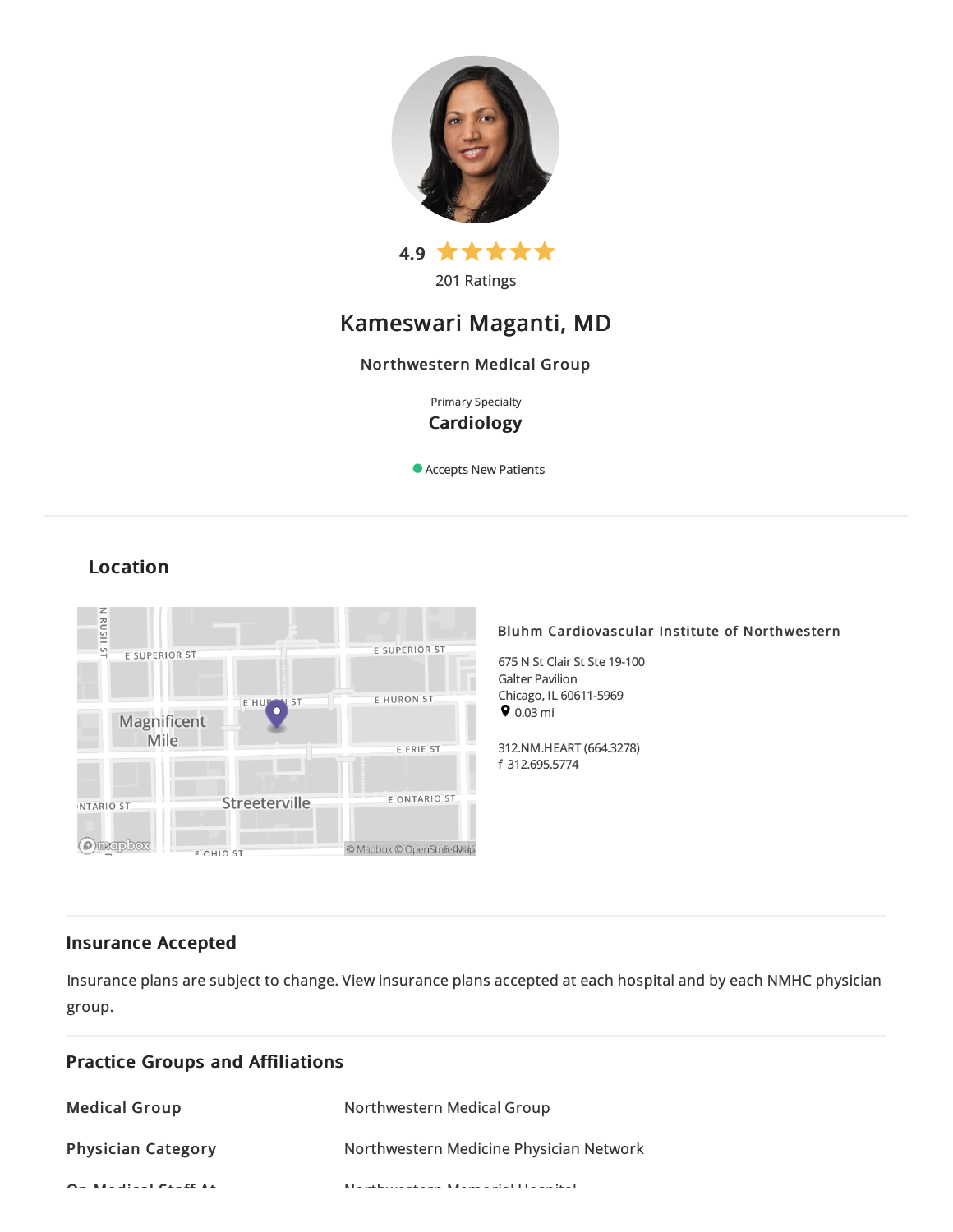4.9 ★★★★★

201 Ratings

# Kameswari Maganti, MD

Northwestern Medical Group

Primary Specialty

**Cardiology**

Accepts New Patients

## Location

**Bluhm Cardiovascular Institute of Northwestern**

675 N St Clair St Ste 19-100
Galter Pavilion
Chicago, IL 60611-5969
0.03 mi

312.NM.HEART (664.3278)
f 312.695.5774

## Insurance Accepted

Insurance plans are subject to change. View insurance plans accepted at each hospital and by each NMHC physician group.

## Practice Groups and Affiliations

| | |
|---|---|
| **Medical Group** | Northwestern Medical Group |
| **Physician Category** | Northwestern Medicine Physician Network |
| **On Medical Staff At** | Northwestern Memorial Hospital |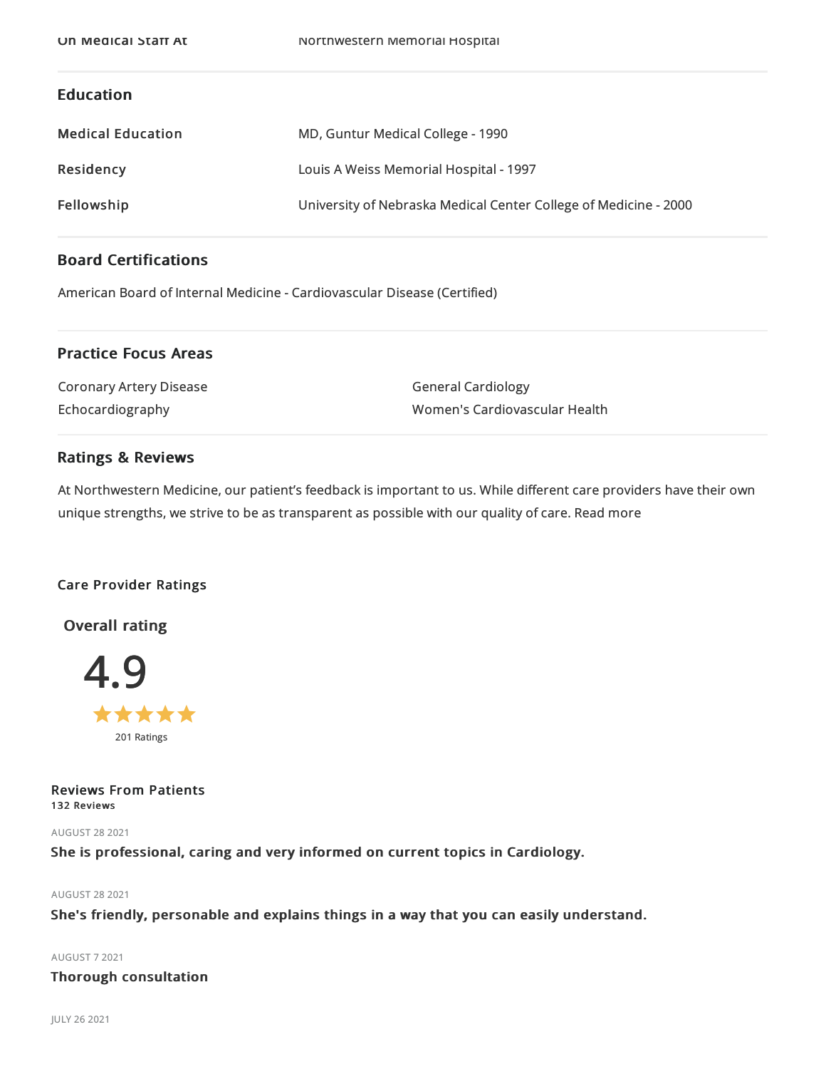| On Medical Staff At | Northwestern Memorial Hospital |
| --- | --- |

## Education

| | |
| --- | --- |
| **Medical Education** | MD, Guntur Medical College - 1990 |
| **Residency** | Louis A Weiss Memorial Hospital - 1997 |
| **Fellowship** | University of Nebraska Medical Center College of Medicine - 2000 |

## Board Certifications

American Board of Internal Medicine - Cardiovascular Disease (Certified)

## Practice Focus Areas

- Coronary Artery Disease
- General Cardiology
- Echocardiography
- Women's Cardiovascular Health

## Ratings & Reviews

At Northwestern Medicine, our patient's feedback is important to us. While different care providers have their own unique strengths, we strive to be as transparent as possible with our quality of care. Read more

### Care Provider Ratings

**Overall rating**

4.9

★★★★★

201 Ratings

### Reviews From Patients

**132 Reviews**

AUGUST 28 2021

**She is professional, caring and very informed on current topics in Cardiology.**

AUGUST 28 2021

**She's friendly, personable and explains things in a way that you can easily understand.**

AUGUST 7 2021

**Thorough consultation**

JULY 26 2021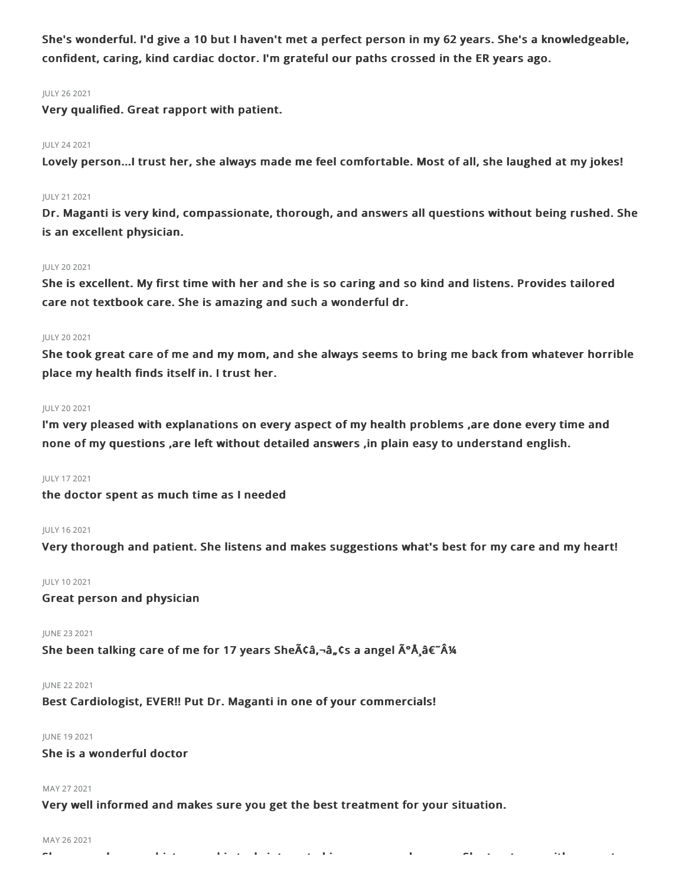**She's wonderful. I'd give a 10 but I haven't met a perfect person in my 62 years. She's a knowledgeable, confident, caring, kind cardiac doctor. I'm grateful our paths crossed in the ER years ago.**

JULY 26 2021

**Very qualified. Great rapport with patient.**

JULY 24 2021

**Lovely person...I trust her, she always made me feel comfortable. Most of all, she laughed at my jokes!**

JULY 21 2021

**Dr. Maganti is very kind, compassionate, thorough, and answers all questions without being rushed. She is an excellent physician.**

JULY 20 2021

**She is excellent. My first time with her and she is so caring and so kind and listens. Provides tailored care not textbook care. She is amazing and such a wonderful dr.**

JULY 20 2021

**She took great care of me and my mom, and she always seems to bring me back from whatever horrible place my health finds itself in. I trust her.**

JULY 20 2021

**I'm very pleased with explanations on every aspect of my health problems ,are done every time and none of my questions ,are left without detailed answers ,in plain easy to understand english.**

JULY 17 2021

**the doctor spent as much time as I needed**

JULY 16 2021

**Very thorough and patient. She listens and makes suggestions what's best for my care and my heart!**

JULY 10 2021

**Great person and physician**

JUNE 23 2021

**She been talking care of me for 17 years SheÃ¢â‚¬â„¢s a angel Ã°Å¸â€˜Â¼**

JUNE 22 2021

**Best Cardiologist, EVER!! Put Dr. Maganti in one of your commercials!**

JUNE 19 2021

**She is a wonderful doctor**

MAY 27 2021

**Very well informed and makes sure you get the best treatment for your situation.**

MAY 26 2021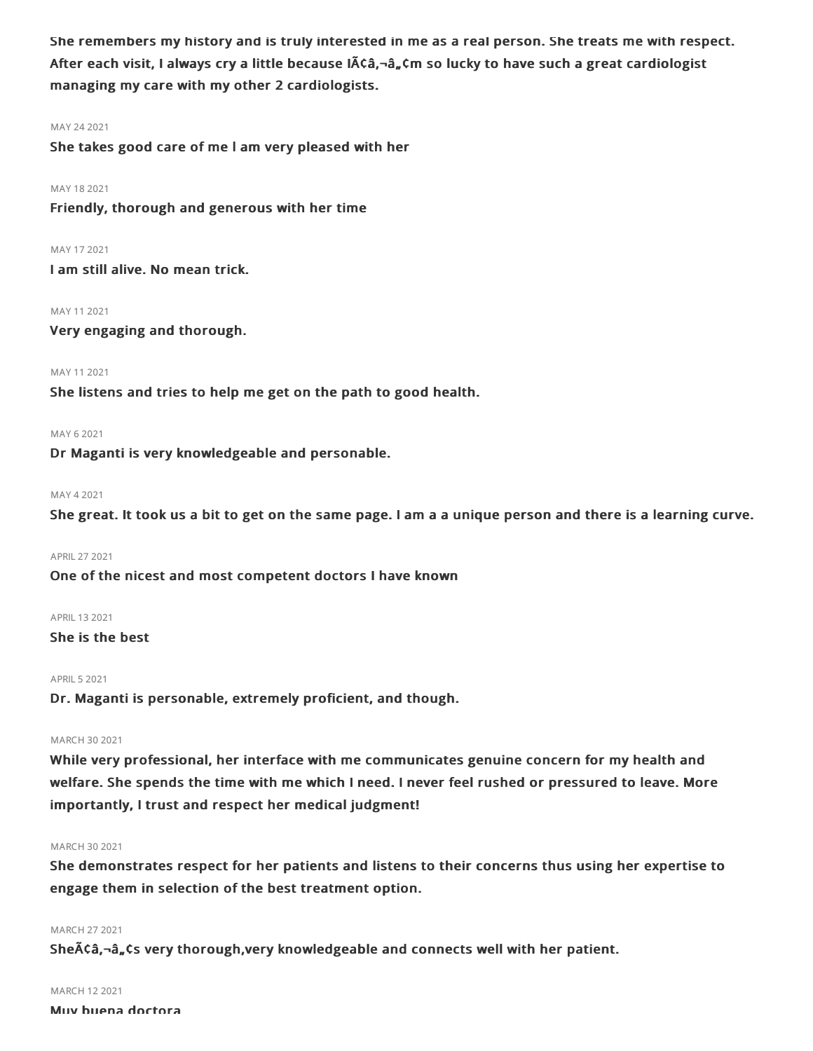**She remembers my history and is truly interested in me as a real person. She treats me with respect. After each visit, I always cry a little because IÃ¢â,¬â„¢m so lucky to have such a great cardiologist managing my care with my other 2 cardiologists.**

MAY 24 2021

**She takes good care of me I am very pleased with her**

MAY 18 2021

**Friendly, thorough and generous with her time**

MAY 17 2021

**I am still alive. No mean trick.**

MAY 11 2021

**Very engaging and thorough.**

MAY 11 2021

**She listens and tries to help me get on the path to good health.**

MAY 6 2021

**Dr Maganti is very knowledgeable and personable.**

MAY 4 2021

**She great. It took us a bit to get on the same page. I am a a unique person and there is a learning curve.**

APRIL 27 2021

**One of the nicest and most competent doctors I have known**

APRIL 13 2021

**She is the best**

APRIL 5 2021

**Dr. Maganti is personable, extremely proficient, and though.**

MARCH 30 2021

**While very professional, her interface with me communicates genuine concern for my health and welfare. She spends the time with me which I need. I never feel rushed or pressured to leave. More importantly, I trust and respect her medical judgment!**

MARCH 30 2021

**She demonstrates respect for her patients and listens to their concerns thus using her expertise to engage them in selection of the best treatment option.**

MARCH 27 2021

**SheÃ¢â,¬â„¢s very thorough,very knowledgeable and connects well with her patient.**

MARCH 12 2021

**Muy buena doctora**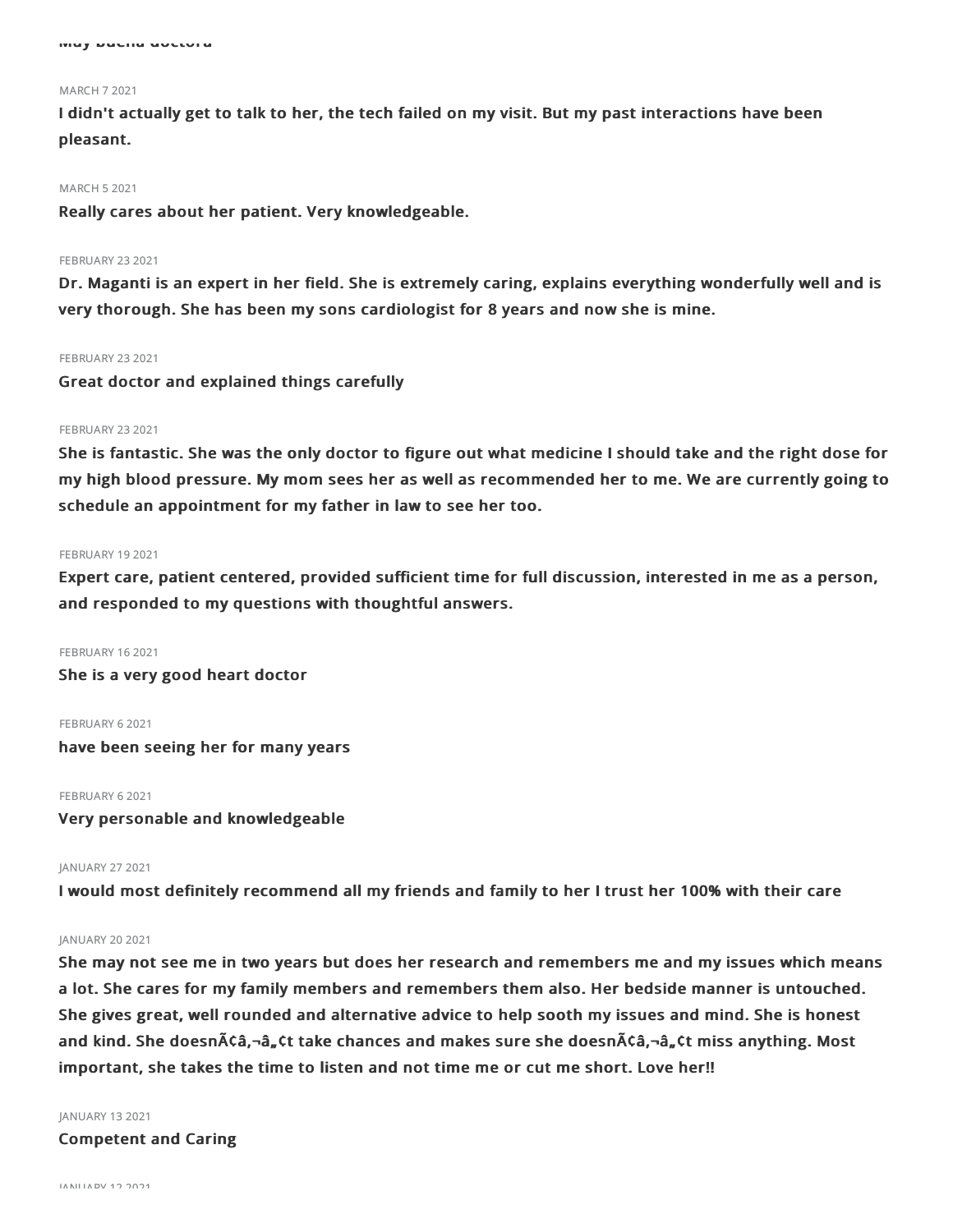Muy buena doctora

MARCH 7 2021

**I didn't actually get to talk to her, the tech failed on my visit. But my past interactions have been pleasant.**

MARCH 5 2021

**Really cares about her patient. Very knowledgeable.**

FEBRUARY 23 2021

**Dr. Maganti is an expert in her field. She is extremely caring, explains everything wonderfully well and is very thorough. She has been my sons cardiologist for 8 years and now she is mine.**

FEBRUARY 23 2021

**Great doctor and explained things carefully**

FEBRUARY 23 2021

**She is fantastic. She was the only doctor to figure out what medicine I should take and the right dose for my high blood pressure. My mom sees her as well as recommended her to me. We are currently going to schedule an appointment for my father in law to see her too.**

FEBRUARY 19 2021

**Expert care, patient centered, provided sufficient time for full discussion, interested in me as a person, and responded to my questions with thoughtful answers.**

FEBRUARY 16 2021

**She is a very good heart doctor**

FEBRUARY 6 2021

**have been seeing her for many years**

FEBRUARY 6 2021

**Very personable and knowledgeable**

JANUARY 27 2021

**I would most definitely recommend all my friends and family to her I trust her 100% with their care**

JANUARY 20 2021

**She may not see me in two years but does her research and remembers me and my issues which means a lot. She cares for my family members and remembers them also. Her bedside manner is untouched. She gives great, well rounded and alternative advice to help sooth my issues and mind. She is honest and kind. She doesnÃ¢â‚¬â„¢t take chances and makes sure she doesnÃ¢â‚¬â„¢t miss anything. Most important, she takes the time to listen and not time me or cut me short. Love her!!**

JANUARY 13 2021

**Competent and Caring**

JANUARY 12 2021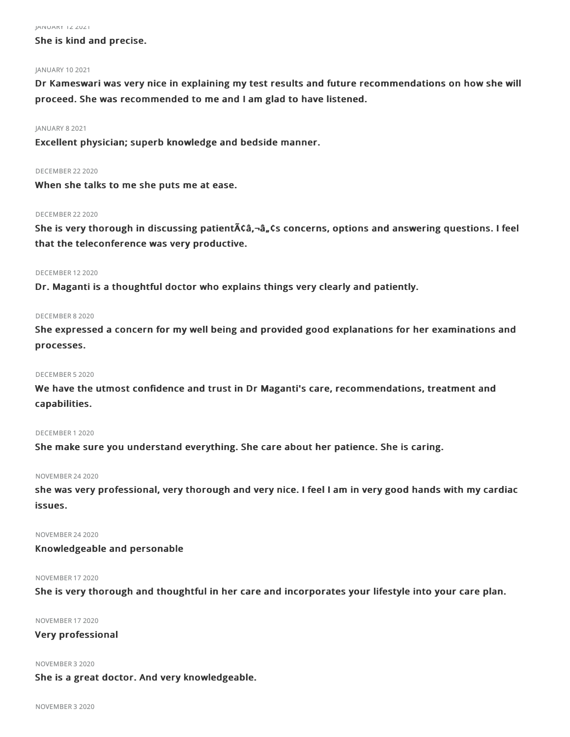JANUARY 12 2021

**She is kind and precise.**

JANUARY 10 2021

**Dr Kameswari was very nice in explaining my test results and future recommendations on how she will proceed. She was recommended to me and I am glad to have listened.**

JANUARY 8 2021

**Excellent physician; superb knowledge and bedside manner.**

DECEMBER 22 2020

**When she talks to me she puts me at ease.**

DECEMBER 22 2020

**She is very thorough in discussing patientÃ¢â‚¬â„¢s concerns, options and answering questions. I feel that the teleconference was very productive.**

DECEMBER 12 2020

**Dr. Maganti is a thoughtful doctor who explains things very clearly and patiently.**

DECEMBER 8 2020

**She expressed a concern for my well being and provided good explanations for her examinations and processes.**

DECEMBER 5 2020

**We have the utmost confidence and trust in Dr Maganti's care, recommendations, treatment and capabilities.**

DECEMBER 1 2020

**She make sure you understand everything. She care about her patience. She is caring.**

NOVEMBER 24 2020

**she was very professional, very thorough and very nice. I feel I am in very good hands with my cardiac issues.**

NOVEMBER 24 2020

**Knowledgeable and personable**

NOVEMBER 17 2020

**She is very thorough and thoughtful in her care and incorporates your lifestyle into your care plan.**

NOVEMBER 17 2020

**Very professional**

NOVEMBER 3 2020

**She is a great doctor. And very knowledgeable.**

NOVEMBER 3 2020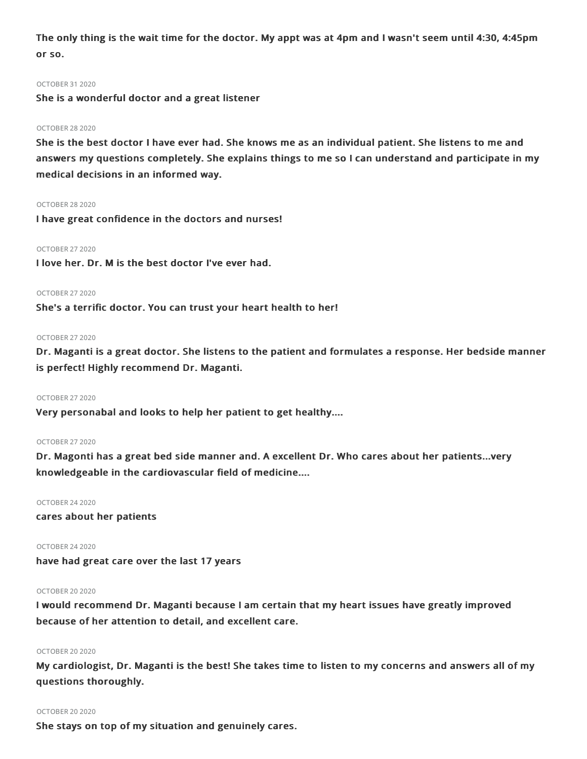**The only thing is the wait time for the doctor. My appt was at 4pm and I wasn't seem until 4:30, 4:45pm or so.**

OCTOBER 31 2020

**She is a wonderful doctor and a great listener**

OCTOBER 28 2020

**She is the best doctor I have ever had. She knows me as an individual patient. She listens to me and answers my questions completely. She explains things to me so I can understand and participate in my medical decisions in an informed way.**

OCTOBER 28 2020

**I have great confidence in the doctors and nurses!**

OCTOBER 27 2020

**I love her. Dr. M is the best doctor I've ever had.**

OCTOBER 27 2020

**She's a terrific doctor. You can trust your heart health to her!**

OCTOBER 27 2020

**Dr. Maganti is a great doctor. She listens to the patient and formulates a response. Her bedside manner is perfect! Highly recommend Dr. Maganti.**

OCTOBER 27 2020

**Very personabal and looks to help her patient to get healthy....**

OCTOBER 27 2020

**Dr. Magonti has a great bed side manner and. A excellent Dr. Who cares about her patients...very knowledgeable in the cardiovascular field of medicine....**

OCTOBER 24 2020

**cares about her patients**

OCTOBER 24 2020

**have had great care over the last 17 years**

OCTOBER 20 2020

**I would recommend Dr. Maganti because I am certain that my heart issues have greatly improved because of her attention to detail, and excellent care.**

OCTOBER 20 2020

**My cardiologist, Dr. Maganti is the best! She takes time to listen to my concerns and answers all of my questions thoroughly.**

OCTOBER 20 2020

**She stays on top of my situation and genuinely cares.**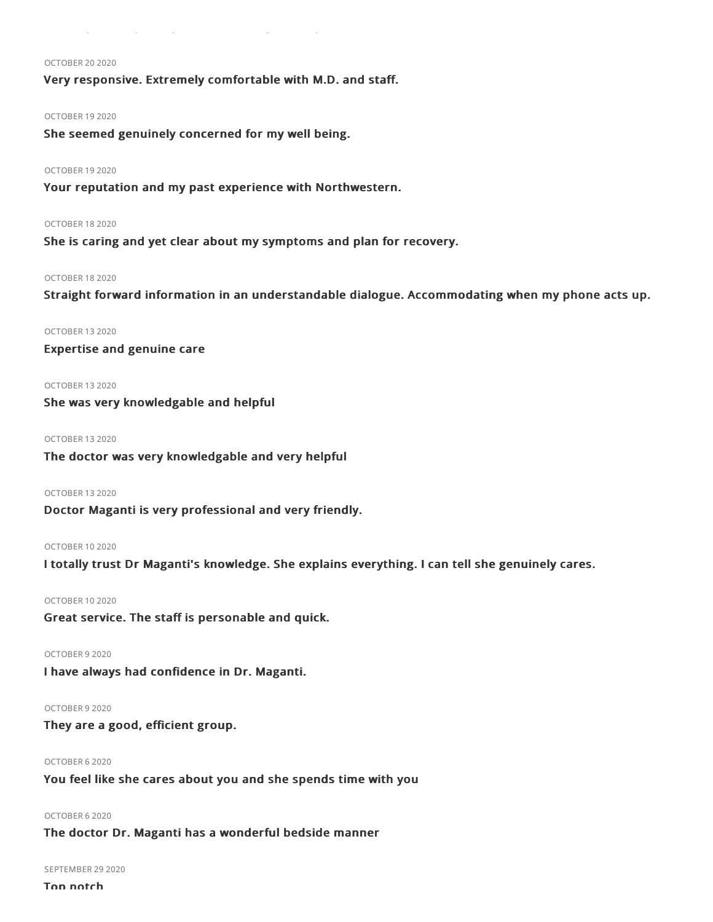OCTOBER 20 2020

**Very responsive. Extremely comfortable with M.D. and staff.**

OCTOBER 19 2020

**She seemed genuinely concerned for my well being.**

OCTOBER 19 2020

**Your reputation and my past experience with Northwestern.**

OCTOBER 18 2020

**She is caring and yet clear about my symptoms and plan for recovery.**

OCTOBER 18 2020

**Straight forward information in an understandable dialogue. Accommodating when my phone acts up.**

OCTOBER 13 2020

**Expertise and genuine care**

OCTOBER 13 2020

**She was very knowledgable and helpful**

OCTOBER 13 2020

**The doctor was very knowledgable and very helpful**

OCTOBER 13 2020

**Doctor Maganti is very professional and very friendly.**

OCTOBER 10 2020

**I totally trust Dr Maganti's knowledge. She explains everything. I can tell she genuinely cares.**

OCTOBER 10 2020

**Great service. The staff is personable and quick.**

OCTOBER 9 2020

**I have always had confidence in Dr. Maganti.**

OCTOBER 9 2020

**They are a good, efficient group.**

OCTOBER 6 2020

**You feel like she cares about you and she spends time with you**

OCTOBER 6 2020

**The doctor Dr. Maganti has a wonderful bedside manner**

SEPTEMBER 29 2020

**Top notch**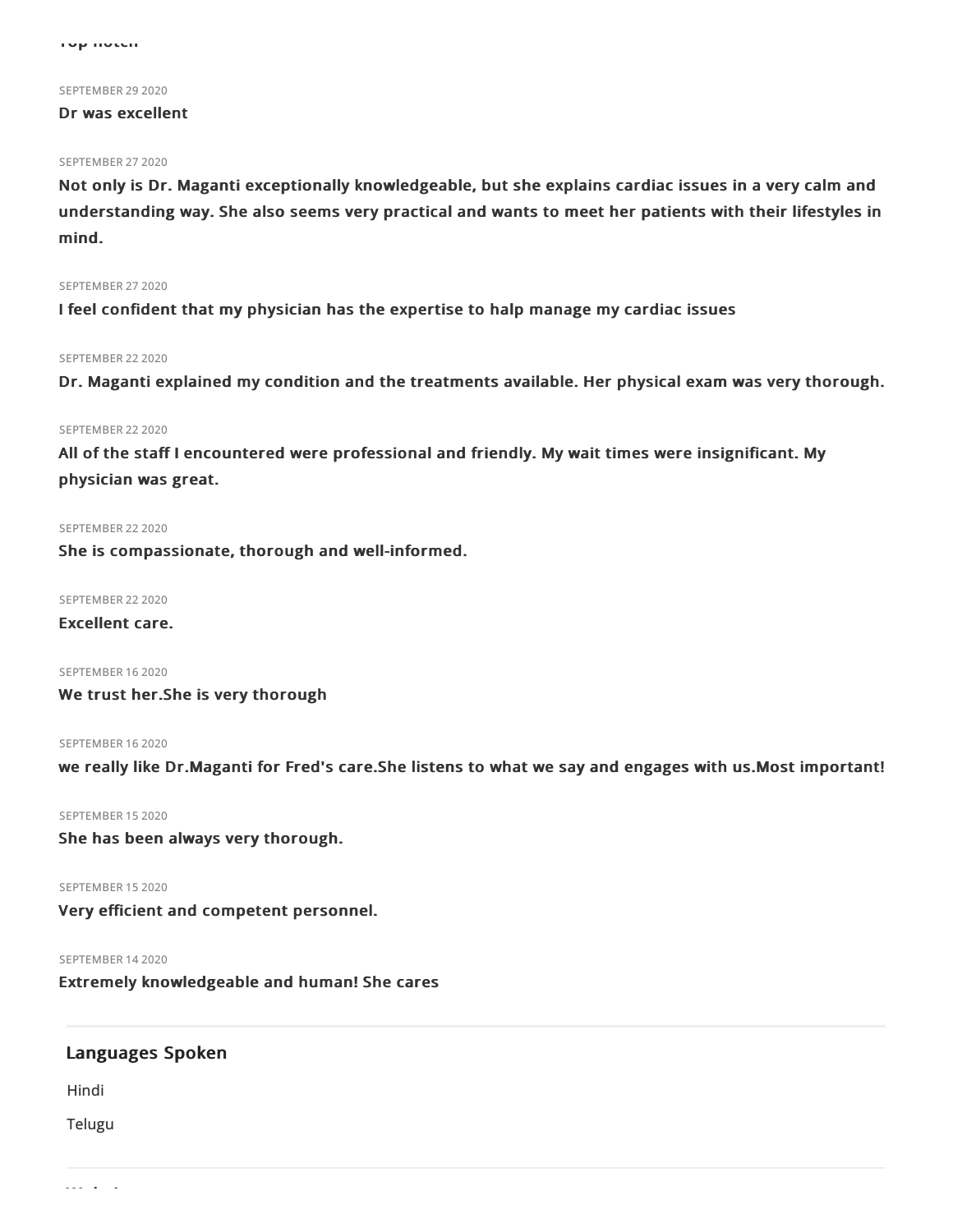Top notch

SEPTEMBER 29 2020

**Dr was excellent**

SEPTEMBER 27 2020

**Not only is Dr. Maganti exceptionally knowledgeable, but she explains cardiac issues in a very calm and understanding way. She also seems very practical and wants to meet her patients with their lifestyles in mind.**

SEPTEMBER 27 2020

**I feel confident that my physician has the expertise to halp manage my cardiac issues**

SEPTEMBER 22 2020

**Dr. Maganti explained my condition and the treatments available. Her physical exam was very thorough.**

SEPTEMBER 22 2020

**All of the staff I encountered were professional and friendly. My wait times were insignificant. My physician was great.**

SEPTEMBER 22 2020

**She is compassionate, thorough and well-informed.**

SEPTEMBER 22 2020

**Excellent care.**

SEPTEMBER 16 2020

**We trust her.She is very thorough**

SEPTEMBER 16 2020

**we really like Dr.Maganti for Fred's care.She listens to what we say and engages with us.Most important!**

SEPTEMBER 15 2020

**She has been always very thorough.**

SEPTEMBER 15 2020

**Very efficient and competent personnel.**

SEPTEMBER 14 2020

**Extremely knowledgeable and human! She cares**

## Languages Spoken

Hindi

Telugu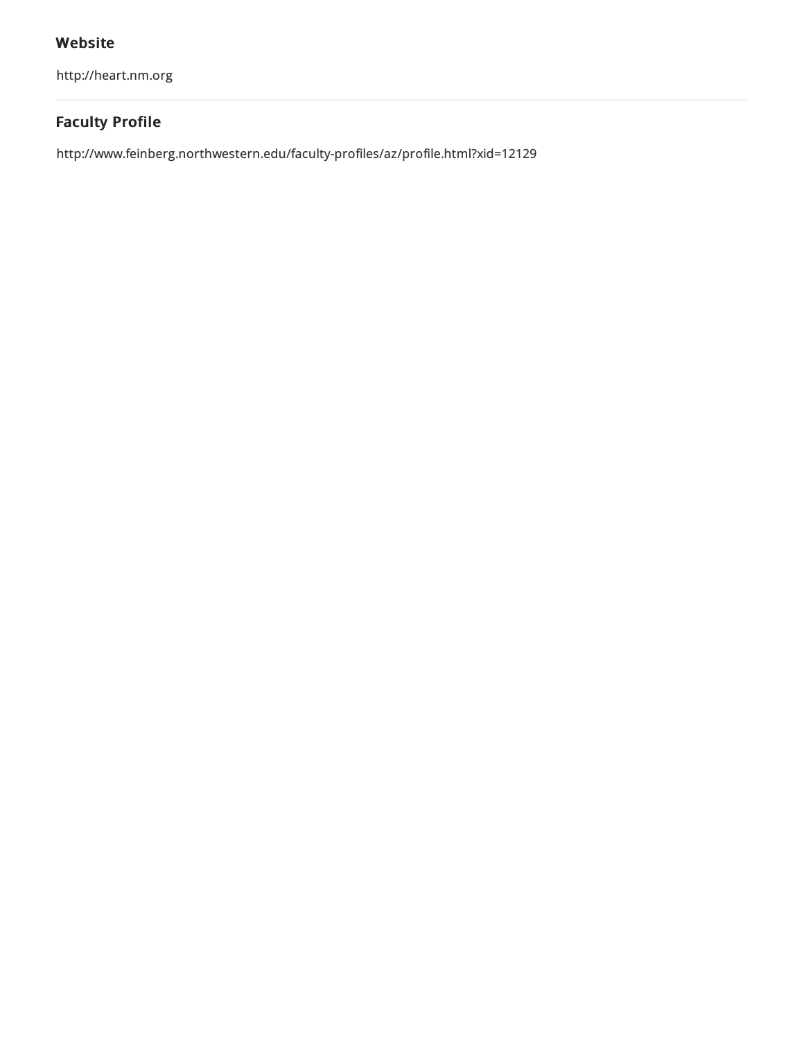### Website

http://heart.nm.org

---

### Faculty Profile

http://www.feinberg.northwestern.edu/faculty-profiles/az/profile.html?xid=12129